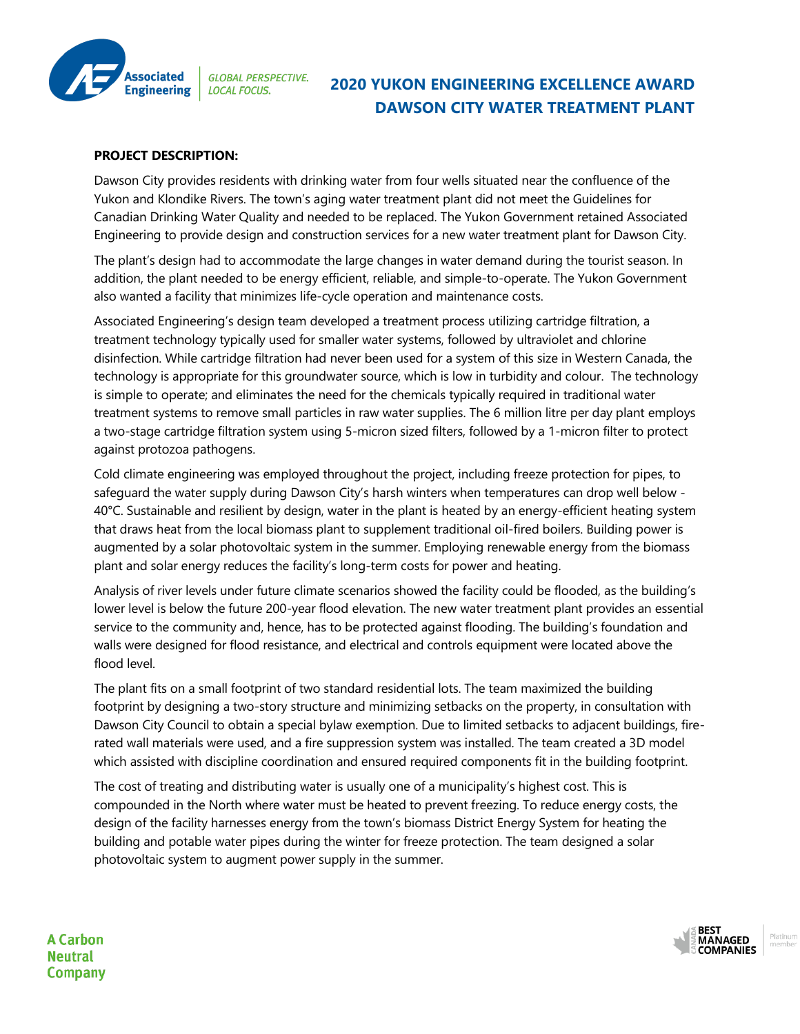# 2020 YUKON ENGINEERING EXCELLENCE AWARD
# DAWSON CITY WATER TREATMENT PLANT

**PROJECT DESCRIPTION:**

Dawson City provides residents with drinking water from four wells situated near the confluence of the Yukon and Klondike Rivers. The town's aging water treatment plant did not meet the Guidelines for Canadian Drinking Water Quality and needed to be replaced. The Yukon Government retained Associated Engineering to provide design and construction services for a new water treatment plant for Dawson City.

The plant's design had to accommodate the large changes in water demand during the tourist season. In addition, the plant needed to be energy efficient, reliable, and simple-to-operate. The Yukon Government also wanted a facility that minimizes life-cycle operation and maintenance costs.

Associated Engineering's design team developed a treatment process utilizing cartridge filtration, a treatment technology typically used for smaller water systems, followed by ultraviolet and chlorine disinfection. While cartridge filtration had never been used for a system of this size in Western Canada, the technology is appropriate for this groundwater source, which is low in turbidity and colour. The technology is simple to operate; and eliminates the need for the chemicals typically required in traditional water treatment systems to remove small particles in raw water supplies. The 6 million litre per day plant employs a two-stage cartridge filtration system using 5-micron sized filters, followed by a 1-micron filter to protect against protozoa pathogens.

Cold climate engineering was employed throughout the project, including freeze protection for pipes, to safeguard the water supply during Dawson City's harsh winters when temperatures can drop well below -40°C. Sustainable and resilient by design, water in the plant is heated by an energy-efficient heating system that draws heat from the local biomass plant to supplement traditional oil-fired boilers. Building power is augmented by a solar photovoltaic system in the summer. Employing renewable energy from the biomass plant and solar energy reduces the facility's long-term costs for power and heating.

Analysis of river levels under future climate scenarios showed the facility could be flooded, as the building's lower level is below the future 200-year flood elevation. The new water treatment plant provides an essential service to the community and, hence, has to be protected against flooding. The building's foundation and walls were designed for flood resistance, and electrical and controls equipment were located above the flood level.

The plant fits on a small footprint of two standard residential lots. The team maximized the building footprint by designing a two-story structure and minimizing setbacks on the property, in consultation with Dawson City Council to obtain a special bylaw exemption. Due to limited setbacks to adjacent buildings, fire-rated wall materials were used, and a fire suppression system was installed. The team created a 3D model which assisted with discipline coordination and ensured required components fit in the building footprint.

The cost of treating and distributing water is usually one of a municipality's highest cost. This is compounded in the North where water must be heated to prevent freezing. To reduce energy costs, the design of the facility harnesses energy from the town's biomass District Energy System for heating the building and potable water pipes during the winter for freeze protection. The team designed a solar photovoltaic system to augment power supply in the summer.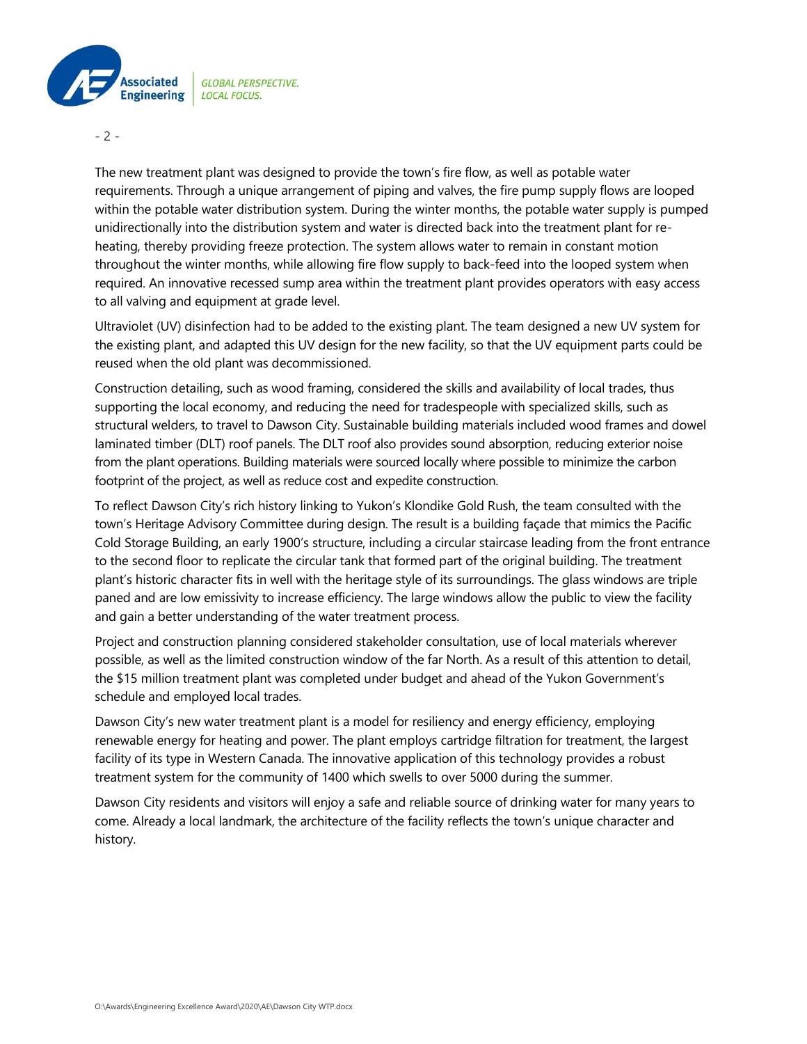The new treatment plant was designed to provide the town's fire flow, as well as potable water requirements. Through a unique arrangement of piping and valves, the fire pump supply flows are looped within the potable water distribution system. During the winter months, the potable water supply is pumped unidirectionally into the distribution system and water is directed back into the treatment plant for re-heating, thereby providing freeze protection. The system allows water to remain in constant motion throughout the winter months, while allowing fire flow supply to back-feed into the looped system when required. An innovative recessed sump area within the treatment plant provides operators with easy access to all valving and equipment at grade level.

Ultraviolet (UV) disinfection had to be added to the existing plant. The team designed a new UV system for the existing plant, and adapted this UV design for the new facility, so that the UV equipment parts could be reused when the old plant was decommissioned.

Construction detailing, such as wood framing, considered the skills and availability of local trades, thus supporting the local economy, and reducing the need for tradespeople with specialized skills, such as structural welders, to travel to Dawson City. Sustainable building materials included wood frames and dowel laminated timber (DLT) roof panels. The DLT roof also provides sound absorption, reducing exterior noise from the plant operations. Building materials were sourced locally where possible to minimize the carbon footprint of the project, as well as reduce cost and expedite construction.

To reflect Dawson City's rich history linking to Yukon's Klondike Gold Rush, the team consulted with the town's Heritage Advisory Committee during design. The result is a building façade that mimics the Pacific Cold Storage Building, an early 1900's structure, including a circular staircase leading from the front entrance to the second floor to replicate the circular tank that formed part of the original building. The treatment plant's historic character fits in well with the heritage style of its surroundings. The glass windows are triple paned and are low emissivity to increase efficiency. The large windows allow the public to view the facility and gain a better understanding of the water treatment process.

Project and construction planning considered stakeholder consultation, use of local materials wherever possible, as well as the limited construction window of the far North. As a result of this attention to detail, the $15 million treatment plant was completed under budget and ahead of the Yukon Government's schedule and employed local trades.

Dawson City's new water treatment plant is a model for resiliency and energy efficiency, employing renewable energy for heating and power. The plant employs cartridge filtration for treatment, the largest facility of its type in Western Canada. The innovative application of this technology provides a robust treatment system for the community of 1400 which swells to over 5000 during the summer.

Dawson City residents and visitors will enjoy a safe and reliable source of drinking water for many years to come. Already a local landmark, the architecture of the facility reflects the town's unique character and history.